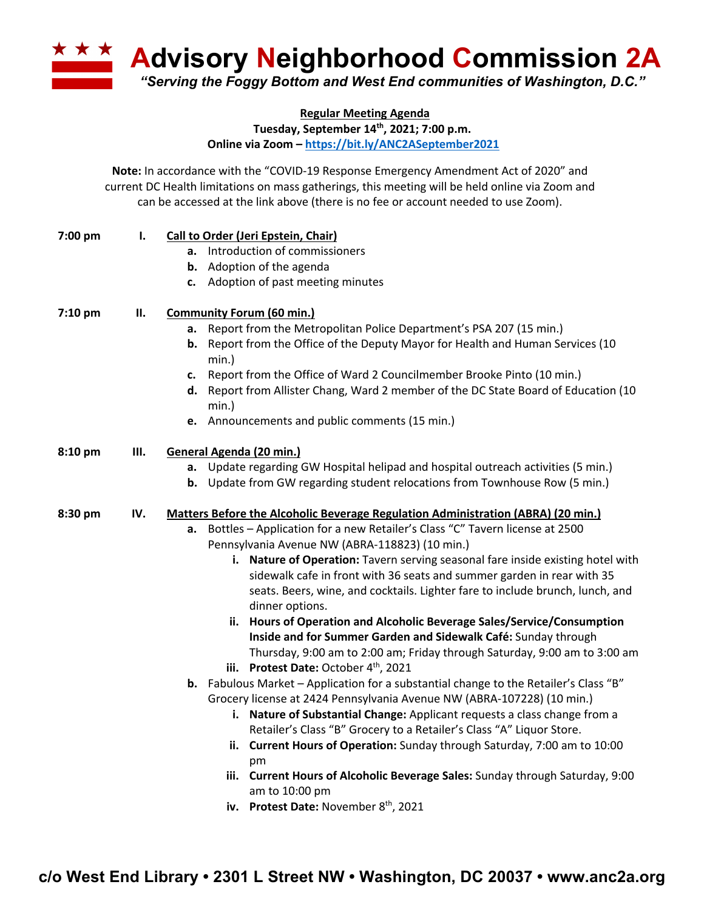# Advisory Neighborhood Commission 2A

*"Serving the Foggy Bottom and West End communities of Washington, D.C."*

**Regular Meeting Agenda**
**Tuesday, September 14th, 2021; 7:00 p.m.**
**Online via Zoom – https://bit.ly/ANC2ASeptember2021**

**Note:** In accordance with the "COVID-19 Response Emergency Amendment Act of 2020" and current DC Health limitations on mass gatherings, this meeting will be held online via Zoom and can be accessed at the link above (there is no fee or account needed to use Zoom).

**7:00 pm — I. Call to Order (Jeri Epstein, Chair)**

- **a.** Introduction of commissioners
- **b.** Adoption of the agenda
- **c.** Adoption of past meeting minutes

**7:10 pm — II. Community Forum (60 min.)**

- **a.** Report from the Metropolitan Police Department's PSA 207 (15 min.)
- **b.** Report from the Office of the Deputy Mayor for Health and Human Services (10 min.)
- **c.** Report from the Office of Ward 2 Councilmember Brooke Pinto (10 min.)
- **d.** Report from Allister Chang, Ward 2 member of the DC State Board of Education (10 min.)
- **e.** Announcements and public comments (15 min.)

**8:10 pm — III. General Agenda (20 min.)**

- **a.** Update regarding GW Hospital helipad and hospital outreach activities (5 min.)
- **b.** Update from GW regarding student relocations from Townhouse Row (5 min.)

**8:30 pm — IV. Matters Before the Alcoholic Beverage Regulation Administration (ABRA) (20 min.)**

- **a.** Bottles – Application for a new Retailer's Class "C" Tavern license at 2500 Pennsylvania Avenue NW (ABRA-118823) (10 min.)
  - **i. Nature of Operation:** Tavern serving seasonal fare inside existing hotel with sidewalk cafe in front with 36 seats and summer garden in rear with 35 seats. Beers, wine, and cocktails. Lighter fare to include brunch, lunch, and dinner options.
  - **ii. Hours of Operation and Alcoholic Beverage Sales/Service/Consumption Inside and for Summer Garden and Sidewalk Café:** Sunday through Thursday, 9:00 am to 2:00 am; Friday through Saturday, 9:00 am to 3:00 am
  - **iii. Protest Date:** October 4th, 2021
- **b.** Fabulous Market – Application for a substantial change to the Retailer's Class "B" Grocery license at 2424 Pennsylvania Avenue NW (ABRA-107228) (10 min.)
  - **i. Nature of Substantial Change:** Applicant requests a class change from a Retailer's Class "B" Grocery to a Retailer's Class "A" Liquor Store.
  - **ii. Current Hours of Operation:** Sunday through Saturday, 7:00 am to 10:00 pm
  - **iii. Current Hours of Alcoholic Beverage Sales:** Sunday through Saturday, 9:00 am to 10:00 pm
  - **iv. Protest Date:** November 8th, 2021

c/o West End Library • 2301 L Street NW • Washington, DC 20037 • www.anc2a.org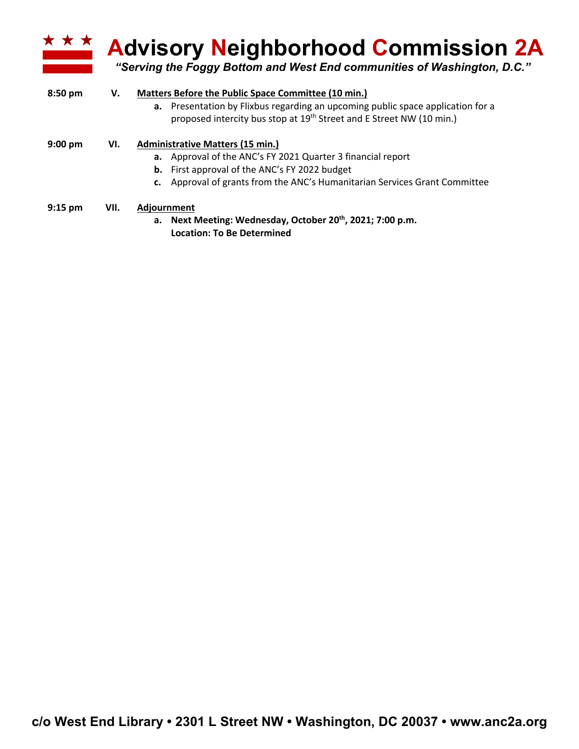# Advisory Neighborhood Commission 2A

*"Serving the Foggy Bottom and West End communities of Washington, D.C."*

**8:50 pm** **V.** **Matters Before the Public Space Committee (10 min.)**

- **a.** Presentation by Flixbus regarding an upcoming public space application for a proposed intercity bus stop at 19th Street and E Street NW (10 min.)

**9:00 pm** **VI.** **Administrative Matters (15 min.)**

- **a.** Approval of the ANC's FY 2021 Quarter 3 financial report
- **b.** First approval of the ANC's FY 2022 budget
- **c.** Approval of grants from the ANC's Humanitarian Services Grant Committee

**9:15 pm** **VII.** **Adjournment**

- **a.** **Next Meeting: Wednesday, October 20th, 2021; 7:00 p.m.**
  **Location: To Be Determined**

**c/o West End Library • 2301 L Street NW • Washington, DC 20037 • www.anc2a.org**